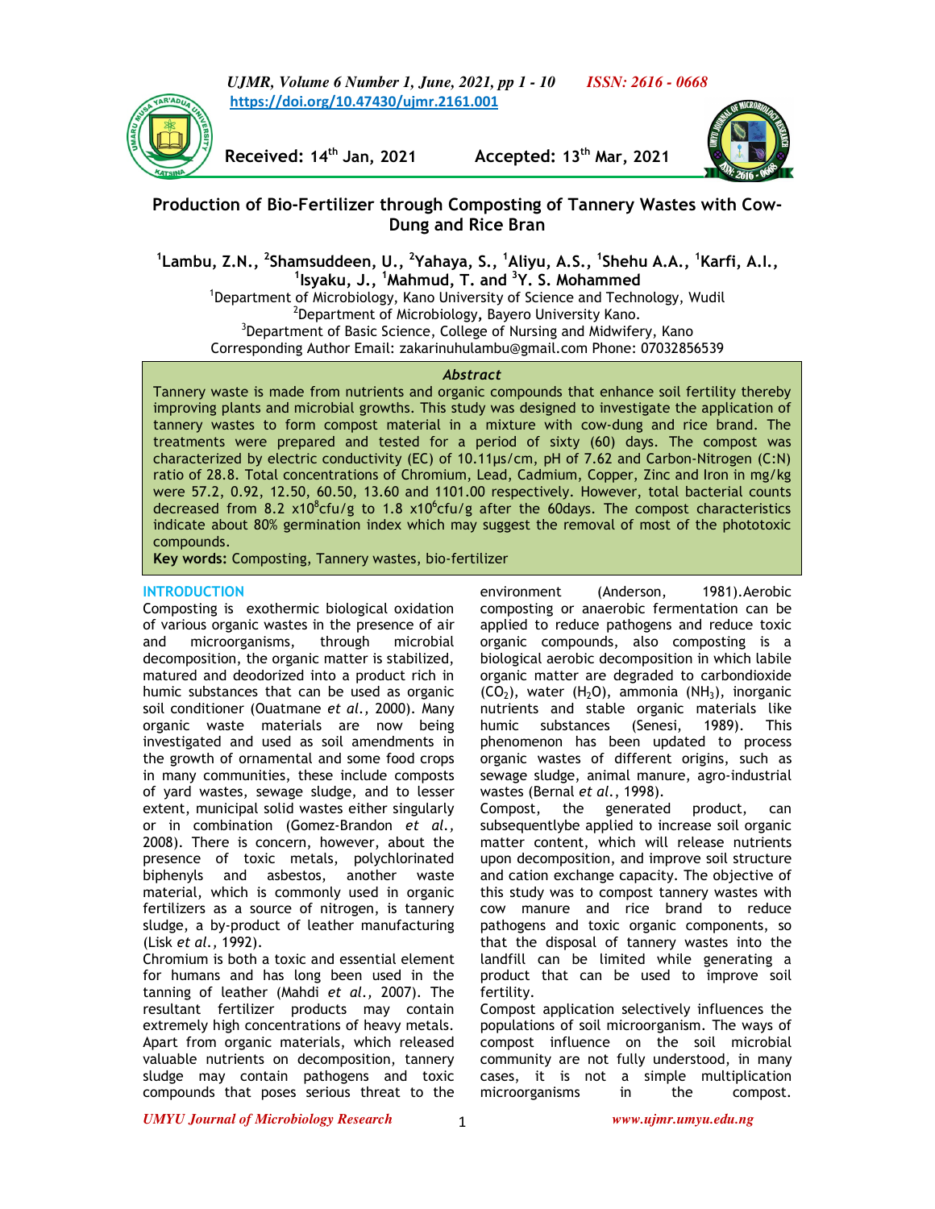Received: 14th Jan, 2021 Accepted: 13th Mar, 2021

# Production of Bio-Fertilizer through Composting of Tannery Wastes with Cow-Dung and Rice Bran

[1]Lambu, Z.N., [2]Shamsuddeen, U., [2]Yahaya, S., [1]Aliyu, A.S., [1]Shehu A.A., [1]Karfi, A.I., [1]Isyaku, J., [1]Mahmud, T. and [3]Y. S. Mohammed

[1]Department of Microbiology, Kano University of Science and Technology, Wudil
[2]Department of Microbiology, Bayero University Kano.
[3]Department of Basic Science, College of Nursing and Midwifery, Kano
Corresponding Author Email: zakarinuhulambu@gmail.com Phone: 07032856539

### *Abstract*

Tannery waste is made from nutrients and organic compounds that enhance soil fertility thereby improving plants and microbial growths. This study was designed to investigate the application of tannery wastes to form compost material in a mixture with cow-dung and rice brand. The treatments were prepared and tested for a period of sixty (60) days. The compost was characterized by electric conductivity (EC) of 10.11µs/cm, pH of 7.62 and Carbon-Nitrogen (C:N) ratio of 28.8. Total concentrations of Chromium, Lead, Cadmium, Copper, Zinc and Iron in mg/kg were 57.2, 0.92, 12.50, 60.50, 13.60 and 1101.00 respectively. However, total bacterial counts decreased from 8.2 $x10^8$cfu/g to 1.8 $x10^6$cfu/g after the 60days. The compost characteristics indicate about 80% germination index which may suggest the removal of most of the phototoxic compounds.

**Key words:** Composting, Tannery wastes, bio-fertilizer

## INTRODUCTION

Composting is exothermic biological oxidation of various organic wastes in the presence of air and microorganisms, through microbial decomposition, the organic matter is stabilized, matured and deodorized into a product rich in humic substances that can be used as organic soil conditioner (Ouatmane *et al.,* 2000). Many organic waste materials are now being investigated and used as soil amendments in the growth of ornamental and some food crops in many communities, these include composts of yard wastes, sewage sludge, and to lesser extent, municipal solid wastes either singularly or in combination (Gomez-Brandon *et al.,* 2008). There is concern, however, about the presence of toxic metals, polychlorinated biphenyls and asbestos, another waste material, which is commonly used in organic fertilizers as a source of nitrogen, is tannery sludge, a by-product of leather manufacturing (Lisk *et al.,* 1992).

Chromium is both a toxic and essential element for humans and has long been used in the tanning of leather (Mahdi *et al.,* 2007). The resultant fertilizer products may contain extremely high concentrations of heavy metals. Apart from organic materials, which released valuable nutrients on decomposition, tannery sludge may contain pathogens and toxic compounds that poses serious threat to the environment (Anderson, 1981).Aerobic composting or anaerobic fermentation can be applied to reduce pathogens and reduce toxic organic compounds, also composting is a biological aerobic decomposition in which labile organic matter are degraded to carbondioxide ($CO_2$), water ($H_2O$), ammonia ($NH_3$), inorganic nutrients and stable organic materials like humic substances (Senesi, 1989). This phenomenon has been updated to process organic wastes of different origins, such as sewage sludge, animal manure, agro-industrial wastes (Bernal *et al.*, 1998).

Compost, the generated product, can subsequentlybe applied to increase soil organic matter content, which will release nutrients upon decomposition, and improve soil structure and cation exchange capacity. The objective of this study was to compost tannery wastes with cow manure and rice brand to reduce pathogens and toxic organic components, so that the disposal of tannery wastes into the landfill can be limited while generating a product that can be used to improve soil fertility.

Compost application selectively influences the populations of soil microorganism. The ways of compost influence on the soil microbial community are not fully understood, in many cases, it is not a simple multiplication microorganisms in the compost.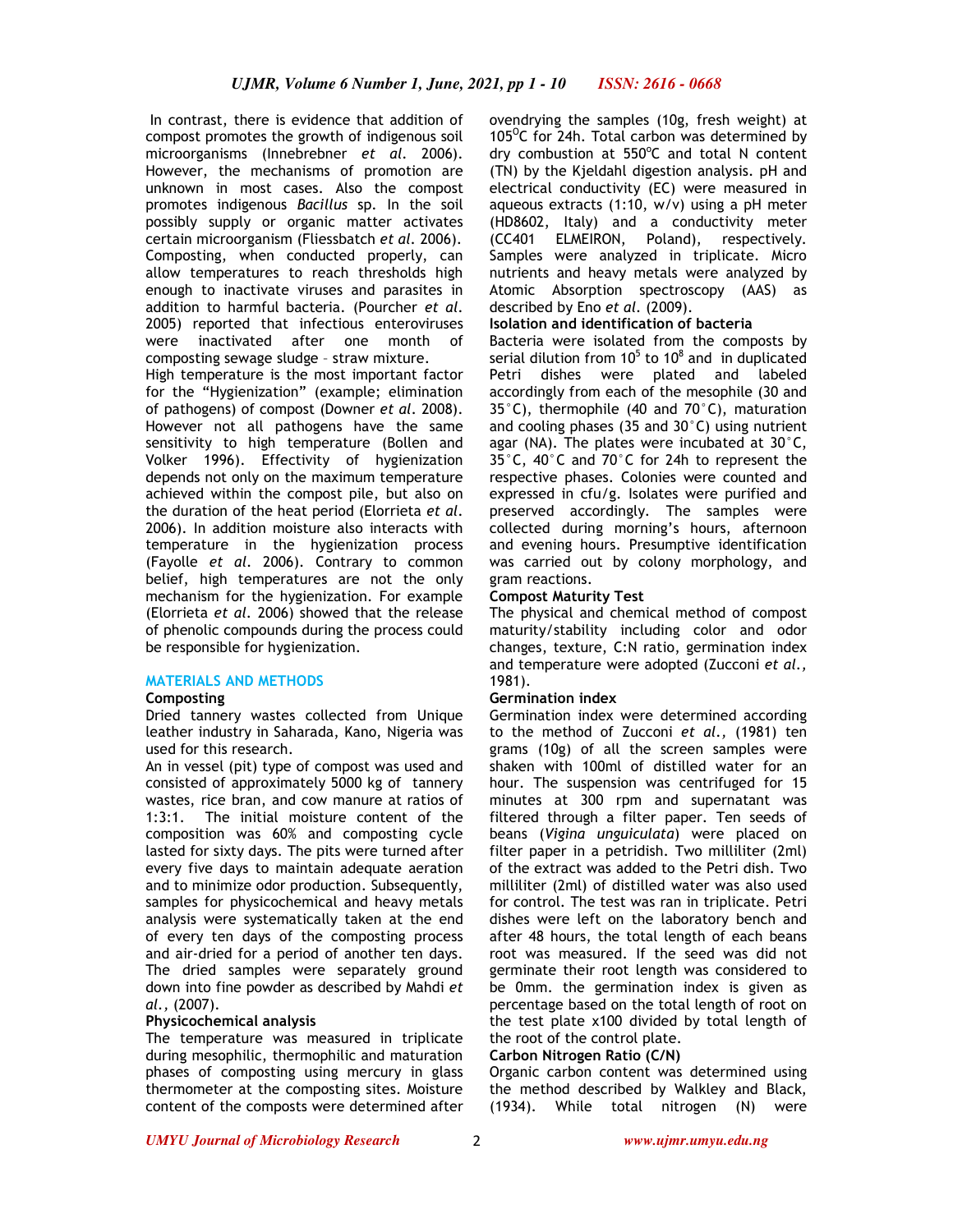In contrast, there is evidence that addition of compost promotes the growth of indigenous soil microorganisms (Innebrebner *et al*. 2006). However, the mechanisms of promotion are unknown in most cases. Also the compost promotes indigenous *Bacillus* sp. In the soil possibly supply or organic matter activates certain microorganism (Fliessbatch *et al*. 2006). Composting, when conducted properly, can allow temperatures to reach thresholds high enough to inactivate viruses and parasites in addition to harmful bacteria. (Pourcher *et al*. 2005) reported that infectious enteroviruses were inactivated after one month of composting sewage sludge – straw mixture.

High temperature is the most important factor for the "Hygienization" (example; elimination of pathogens) of compost (Downer *et al*. 2008). However not all pathogens have the same sensitivity to high temperature (Bollen and Volker 1996). Effectivity of hygienization depends not only on the maximum temperature achieved within the compost pile, but also on the duration of the heat period (Elorrieta *et al*. 2006). In addition moisture also interacts with temperature in the hygienization process (Fayolle *et al*. 2006). Contrary to common belief, high temperatures are not the only mechanism for the hygienization. For example (Elorrieta *et al*. 2006) showed that the release of phenolic compounds during the process could be responsible for hygienization.

## MATERIALS AND METHODS

### Composting

Dried tannery wastes collected from Unique leather industry in Saharada, Kano, Nigeria was used for this research.

An in vessel (pit) type of compost was used and consisted of approximately 5000 kg of tannery wastes, rice bran, and cow manure at ratios of 1:3:1. The initial moisture content of the composition was 60% and composting cycle lasted for sixty days. The pits were turned after every five days to maintain adequate aeration and to minimize odor production. Subsequently, samples for physicochemical and heavy metals analysis were systematically taken at the end of every ten days of the composting process and air-dried for a period of another ten days. The dried samples were separately ground down into fine powder as described by Mahdi *et al.,* (2007).

### Physicochemical analysis

The temperature was measured in triplicate during mesophilic, thermophilic and maturation phases of composting using mercury in glass thermometer at the composting sites. Moisture content of the composts were determined after ovendrying the samples (10g, fresh weight) at 105$^{O}$C for 24h. Total carbon was determined by dry combustion at 550$^{o}$C and total N content (TN) by the Kjeldahl digestion analysis. pH and electrical conductivity (EC) were measured in aqueous extracts (1:10, w/v) using a pH meter (HD8602, Italy) and a conductivity meter (CC401 ELMEIRON, Poland), respectively. Samples were analyzed in triplicate. Micro nutrients and heavy metals were analyzed by Atomic Absorption spectroscopy (AAS) as described by Eno *et al*. (2009).

### Isolation and identification of bacteria

Bacteria were isolated from the composts by serial dilution from $10^5$ to $10^8$ and in duplicated Petri dishes were plated and labeled accordingly from each of the mesophile (30 and 35°C), thermophile (40 and 70°C), maturation and cooling phases (35 and 30°C) using nutrient agar (NA). The plates were incubated at 30°C, 35°C, 40°C and 70°C for 24h to represent the respective phases. Colonies were counted and expressed in cfu/g. Isolates were purified and preserved accordingly. The samples were collected during morning's hours, afternoon and evening hours. Presumptive identification was carried out by colony morphology, and gram reactions.

### Compost Maturity Test

The physical and chemical method of compost maturity/stability including color and odor changes, texture, C:N ratio, germination index and temperature were adopted (Zucconi *et al.,* 1981).

### Germination index

Germination index were determined according to the method of Zucconi *et al.,* (1981) ten grams (10g) of all the screen samples were shaken with 100ml of distilled water for an hour. The suspension was centrifuged for 15 minutes at 300 rpm and supernatant was filtered through a filter paper. Ten seeds of beans (*Vigina unguiculata*) were placed on filter paper in a petridish. Two milliliter (2ml) of the extract was added to the Petri dish. Two milliliter (2ml) of distilled water was also used for control. The test was ran in triplicate. Petri dishes were left on the laboratory bench and after 48 hours, the total length of each beans root was measured. If the seed was did not germinate their root length was considered to be 0mm. the germination index is given as percentage based on the total length of root on the test plate x100 divided by total length of the root of the control plate.

### Carbon Nitrogen Ratio (C/N)

Organic carbon content was determined using the method described by Walkley and Black, (1934). While total nitrogen (N) were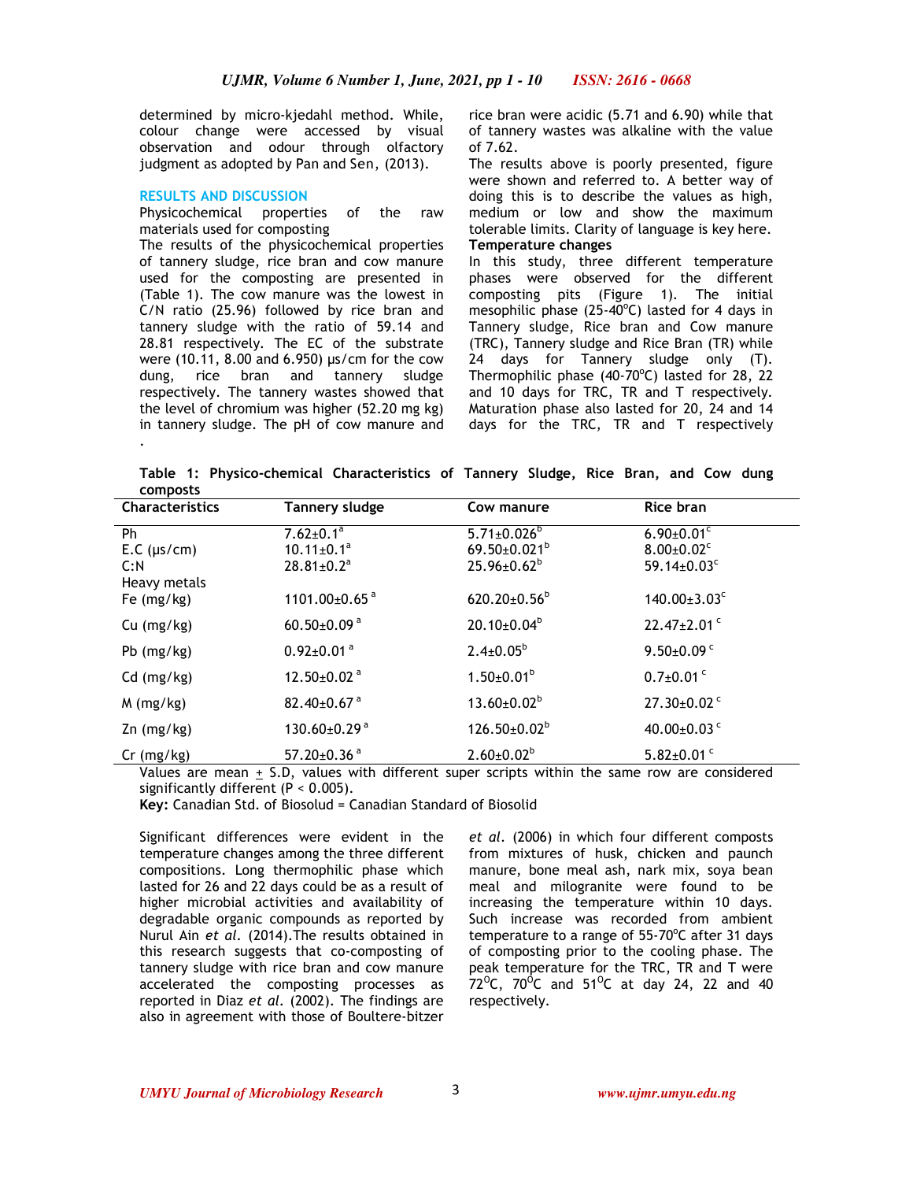determined by micro-kjedahl method. While, colour change were accessed by visual observation and odour through olfactory judgment as adopted by Pan and Sen, (2013).

## RESULTS AND DISCUSSION

Physicochemical properties of the raw materials used for composting

The results of the physicochemical properties of tannery sludge, rice bran and cow manure used for the composting are presented in (Table 1). The cow manure was the lowest in C/N ratio (25.96) followed by rice bran and tannery sludge with the ratio of 59.14 and 28.81 respectively. The EC of the substrate were (10.11, 8.00 and 6.950) µs/cm for the cow dung, rice bran and tannery sludge respectively. The tannery wastes showed that the level of chromium was higher (52.20 mg kg) in tannery sludge. The pH of cow manure and rice bran were acidic (5.71 and 6.90) while that of tannery wastes was alkaline with the value of 7.62.

The results above is poorly presented, figure were shown and referred to. A better way of doing this is to describe the values as high, medium or low and show the maximum tolerable limits. Clarity of language is key here.

**Temperature changes**

In this study, three different temperature phases were observed for the different composting pits (Figure 1). The initial mesophilic phase (25-40°C) lasted for 4 days in Tannery sludge, Rice bran and Cow manure (TRC), Tannery sludge and Rice Bran (TR) while 24 days for Tannery sludge only (T). Thermophilic phase (40-70°C) lasted for 28, 22 and 10 days for TRC, TR and T respectively. Maturation phase also lasted for 20, 24 and 14 days for the TRC, TR and T respectively

.

**Table 1: Physico-chemical Characteristics of Tannery Sludge, Rice Bran, and Cow dung composts**

| Characteristics | Tannery sludge | Cow manure | Rice bran |
|---|---|---|---|
| Ph | 7.62±0.1[a] | 5.71±0.026[b] | 6.90±0.01[c] |
| E.C (µs/cm) | 10.11±0.1[a] | 69.50±0.021[b] | 8.00±0.02[c] |
| C:N | 28.81±0.2[a] | 25.96±0.62[b] | 59.14±0.03[c] |
| Heavy metals | | | |
| Fe (mg/kg) | 1101.00±0.65[a] | 620.20±0.56[b] | 140.00±3.03[c] |
| Cu (mg/kg) | 60.50±0.09[a] | 20.10±0.04[b] | 22.47±2.01[c] |
| Pb (mg/kg) | 0.92±0.01[a] | 2.4±0.05[b] | 9.50±0.09[c] |
| Cd (mg/kg) | 12.50±0.02[a] | 1.50±0.01[b] | 0.7±0.01[c] |
| M (mg/kg) | 82.40±0.67[a] | 13.60±0.02[b] | 27.30±0.02[c] |
| Zn (mg/kg) | 130.60±0.29[a] | 126.50±0.02[b] | 40.00±0.03[c] |
| Cr (mg/kg) | 57.20±0.36[a] | 2.60±0.02[b] | 5.82±0.01[c] |

Values are mean ± S.D, values with different super scripts within the same row are considered significantly different ($P < 0.005$).

**Key:** Canadian Std. of Biosolud = Canadian Standard of Biosolid

Significant differences were evident in the temperature changes among the three different compositions. Long thermophilic phase which lasted for 26 and 22 days could be as a result of higher microbial activities and availability of degradable organic compounds as reported by Nurul Ain *et al*. (2014).The results obtained in this research suggests that co-composting of tannery sludge with rice bran and cow manure accelerated the composting processes as reported in Diaz *et al*. (2002). The findings are also in agreement with those of Boultere-bitzer *et al*. (2006) in which four different composts from mixtures of husk, chicken and paunch manure, bone meal ash, nark mix, soya bean meal and milogranite were found to be increasing the temperature within 10 days. Such increase was recorded from ambient temperature to a range of 55-70°C after 31 days of composting prior to the cooling phase. The peak temperature for the TRC, TR and T were 72°C, 70°C and 51°C at day 24, 22 and 40 respectively.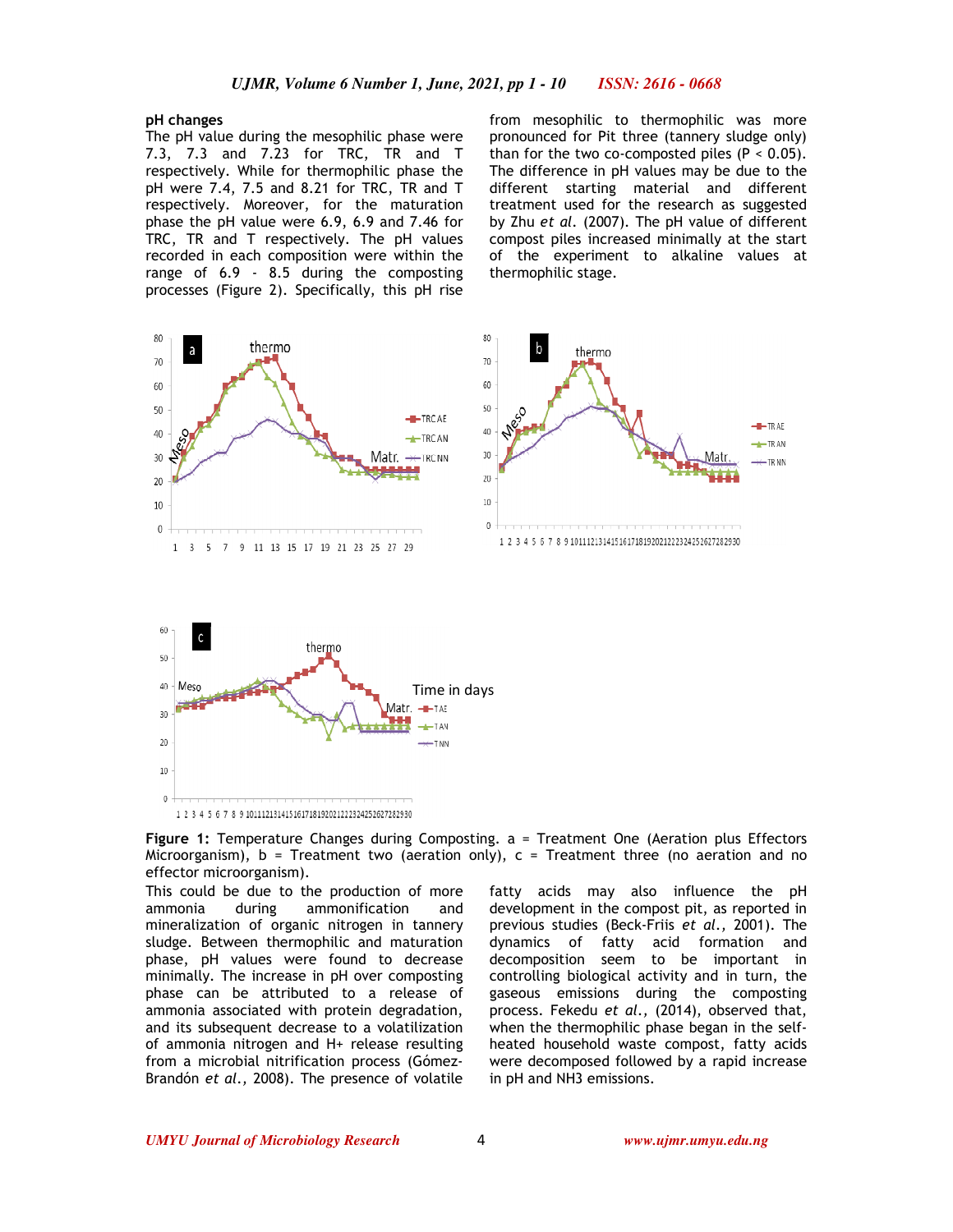**pH changes**

The pH value during the mesophilic phase were 7.3, 7.3 and 7.23 for TRC, TR and T respectively. While for thermophilic phase the pH were 7.4, 7.5 and 8.21 for TRC, TR and T respectively. Moreover, for the maturation phase the pH value were 6.9, 6.9 and 7.46 for TRC, TR and T respectively. The pH values recorded in each composition were within the range of 6.9 - 8.5 during the composting processes (Figure 2). Specifically, this pH rise from mesophilic to thermophilic was more pronounced for Pit three (tannery sludge only) than for the two co-composted piles ($P < 0.05$). The difference in pH values may be due to the different starting material and different treatment used for the research as suggested by Zhu *et al.* (2007). The pH value of different compost piles increased minimally at the start of the experiment to alkaline values at thermophilic stage.

**Figure 1:** Temperature Changes during Composting. a = Treatment One (Aeration plus Effectors Microorganism), b = Treatment two (aeration only), c = Treatment three (no aeration and no effector microorganism).

This could be due to the production of more ammonia during ammonification and mineralization of organic nitrogen in tannery sludge. Between thermophilic and maturation phase, pH values were found to decrease minimally. The increase in pH over composting phase can be attributed to a release of ammonia associated with protein degradation, and its subsequent decrease to a volatilization of ammonia nitrogen and H+ release resulting from a microbial nitrification process (Gómez-Brandón *et al.,* 2008). The presence of volatile fatty acids may also influence the pH development in the compost pit, as reported in previous studies (Beck-Friis *et al.,* 2001). The dynamics of fatty acid formation and decomposition seem to be important in controlling biological activity and in turn, the gaseous emissions during the composting process. Fekedu *et al.,* (2014), observed that, when the thermophilic phase began in the self-heated household waste compost, fatty acids were decomposed followed by a rapid increase in pH and $NH_3$ emissions.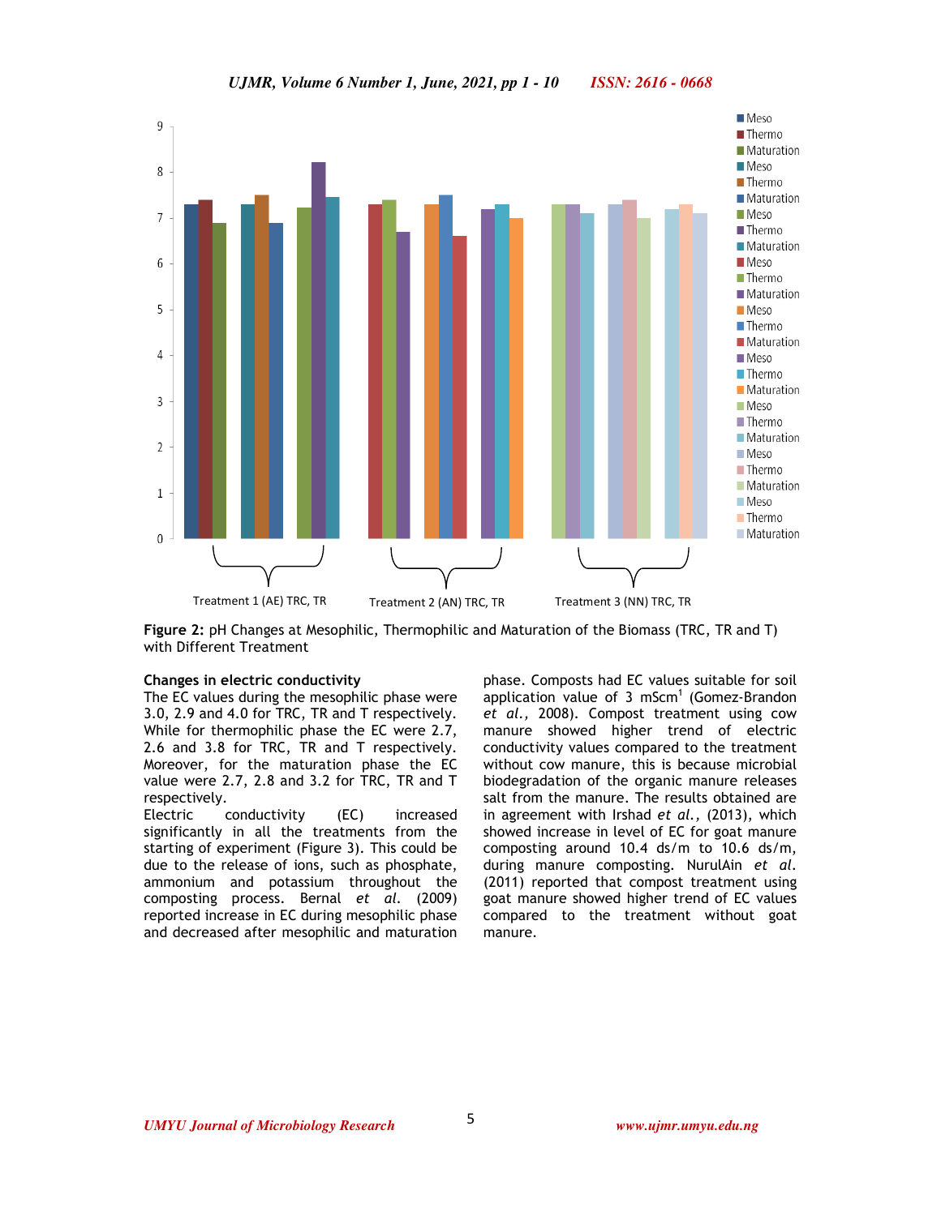**Figure 2:** pH Changes at Mesophilic, Thermophilic and Maturation of the Biomass (TRC, TR and T) with Different Treatment

### Changes in electric conductivity

The EC values during the mesophilic phase were 3.0, 2.9 and 4.0 for TRC, TR and T respectively. While for thermophilic phase the EC were 2.7, 2.6 and 3.8 for TRC, TR and T respectively. Moreover, for the maturation phase the EC value were 2.7, 2.8 and 3.2 for TRC, TR and T respectively.

Electric conductivity (EC) increased significantly in all the treatments from the starting of experiment (Figure 3). This could be due to the release of ions, such as phosphate, ammonium and potassium throughout the composting process. Bernal *et al.* (2009) reported increase in EC during mesophilic phase and decreased after mesophilic and maturation phase. Composts had EC values suitable for soil application value of 3 $mScm^{1}$ (Gomez-Brandon *et al.,* 2008). Compost treatment using cow manure showed higher trend of electric conductivity values compared to the treatment without cow manure, this is because microbial biodegradation of the organic manure releases salt from the manure. The results obtained are in agreement with Irshad *et al.,* (2013), which showed increase in level of EC for goat manure composting around 10.4 ds/m to 10.6 ds/m, during manure composting. NurulAin *et al.* (2011) reported that compost treatment using goat manure showed higher trend of EC values compared to the treatment without goat manure.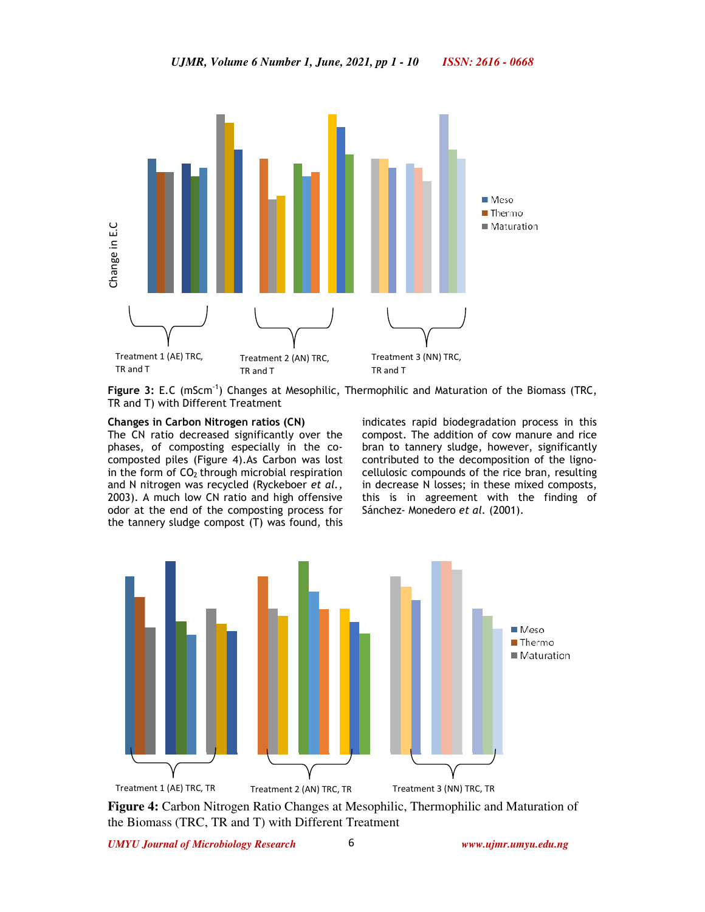Figure 3: E.C ($mScm^{-1}$) Changes at Mesophilic, Thermophilic and Maturation of the Biomass (TRC, TR and T) with Different Treatment

### Changes in Carbon Nitrogen ratios (CN)

The CN ratio decreased significantly over the phases, of composting especially in the co-composted piles (Figure 4).As Carbon was lost in the form of $CO_2$ through microbial respiration and N nitrogen was recycled (Ryckeboer *et al.*, 2003). A much low CN ratio and high offensive odor at the end of the composting process for the tannery sludge compost (T) was found, this indicates rapid biodegradation process in this compost. The addition of cow manure and rice bran to tannery sludge, however, significantly contributed to the decomposition of the ligno-cellulosic compounds of the rice bran, resulting in decrease N losses; in these mixed composts, this is in agreement with the finding of Sánchez- Monedero *et al.* (2001).

**Figure 4:** Carbon Nitrogen Ratio Changes at Mesophilic, Thermophilic and Maturation of the Biomass (TRC, TR and T) with Different Treatment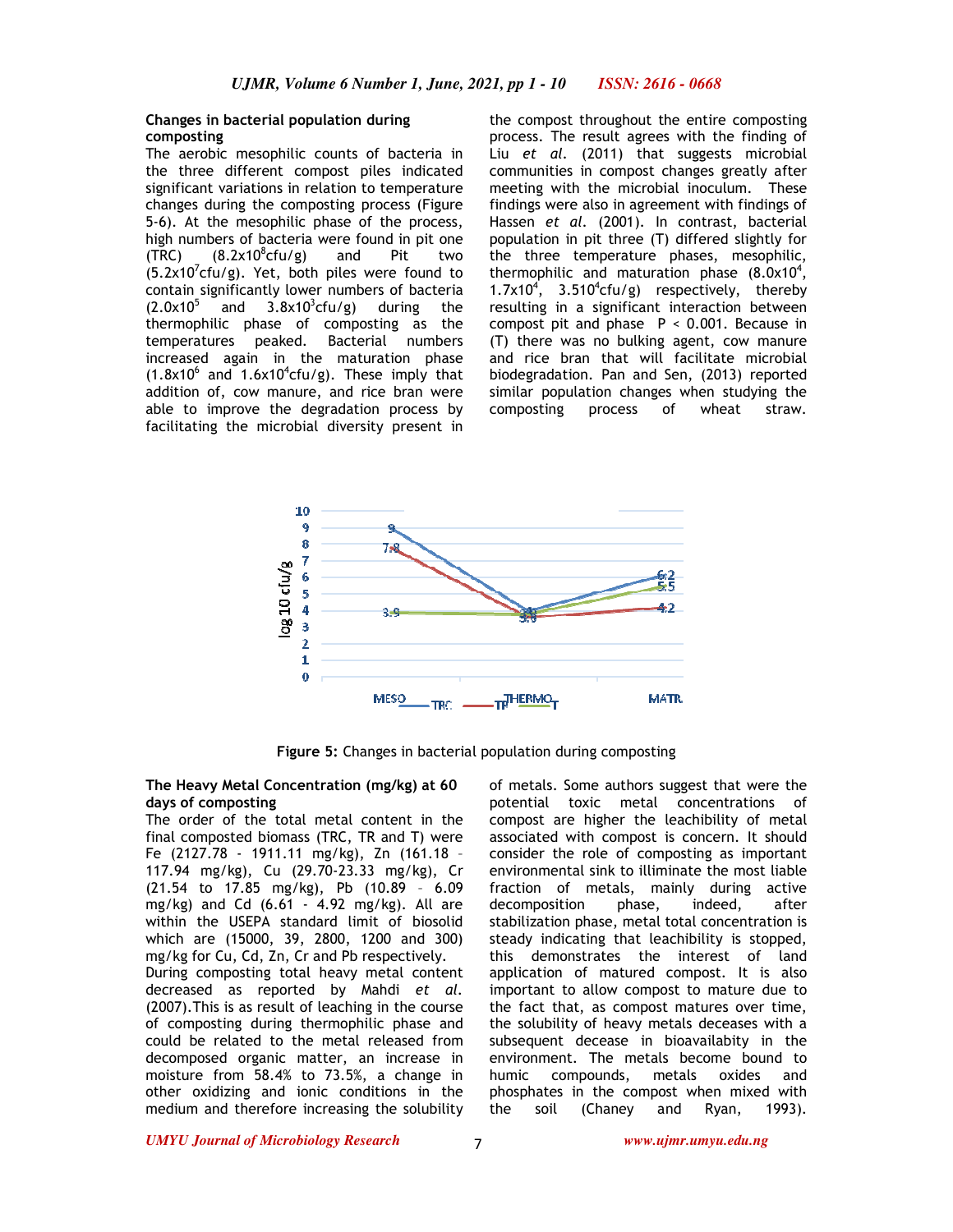### Changes in bacterial population during composting

The aerobic mesophilic counts of bacteria in the three different compost piles indicated significant variations in relation to temperature changes during the composting process (Figure 5-6). At the mesophilic phase of the process, high numbers of bacteria were found in pit one (TRC) ($8.2x10^8$cfu/g) and Pit two ($5.2x10^7$cfu/g). Yet, both piles were found to contain significantly lower numbers of bacteria ($2.0x10^5$ and $3.8x10^3$cfu/g) during the thermophilic phase of composting as the temperatures peaked. Bacterial numbers increased again in the maturation phase ($1.8x10^6$ and $1.6x10^4$cfu/g). These imply that addition of, cow manure, and rice bran were able to improve the degradation process by facilitating the microbial diversity present in the compost throughout the entire composting process. The result agrees with the finding of Liu *et al*. (2011) that suggests microbial communities in compost changes greatly after meeting with the microbial inoculum. These findings were also in agreement with findings of Hassen *et al*. (2001). In contrast, bacterial population in pit three (T) differed slightly for the three temperature phases, mesophilic, thermophilic and maturation phase ($8.0x10^4$, $1.7x10^4$, $3.510^4$cfu/g) respectively, thereby resulting in a significant interaction between compost pit and phase $P < 0.001$. Because in (T) there was no bulking agent, cow manure and rice bran that will facilitate microbial biodegradation. Pan and Sen, (2013) reported similar population changes when studying the composting process of wheat straw.

Figure 5: Changes in bacterial population during composting

### The Heavy Metal Concentration (mg/kg) at 60 days of composting

The order of the total metal content in the final composted biomass (TRC, TR and T) were Fe (2127.78 - 1911.11 mg/kg), Zn (161.18 – 117.94 mg/kg), Cu (29.70-23.33 mg/kg), Cr (21.54 to 17.85 mg/kg), Pb (10.89 – 6.09 mg/kg) and Cd (6.61 - 4.92 mg/kg). All are within the USEPA standard limit of biosolid which are (15000, 39, 2800, 1200 and 300) mg/kg for Cu, Cd, Zn, Cr and Pb respectively.

During composting total heavy metal content decreased as reported by Mahdi *et al*. (2007).This is as result of leaching in the course of composting during thermophilic phase and could be related to the metal released from decomposed organic matter, an increase in moisture from 58.4% to 73.5%, a change in other oxidizing and ionic conditions in the medium and therefore increasing the solubility of metals. Some authors suggest that were the potential toxic metal concentrations of compost are higher the leachibility of metal associated with compost is concern. It should consider the role of composting as important environmental sink to illiminate the most liable fraction of metals, mainly during active decomposition phase, indeed, after stabilization phase, metal total concentration is steady indicating that leachibility is stopped, this demonstrates the interest of land application of matured compost. It is also important to allow compost to mature due to the fact that, as compost matures over time, the solubility of heavy metals deceases with a subsequent decease in bioavailabity in the environment. The metals become bound to humic compounds, metals oxides and phosphates in the compost when mixed with the soil (Chaney and Ryan, 1993).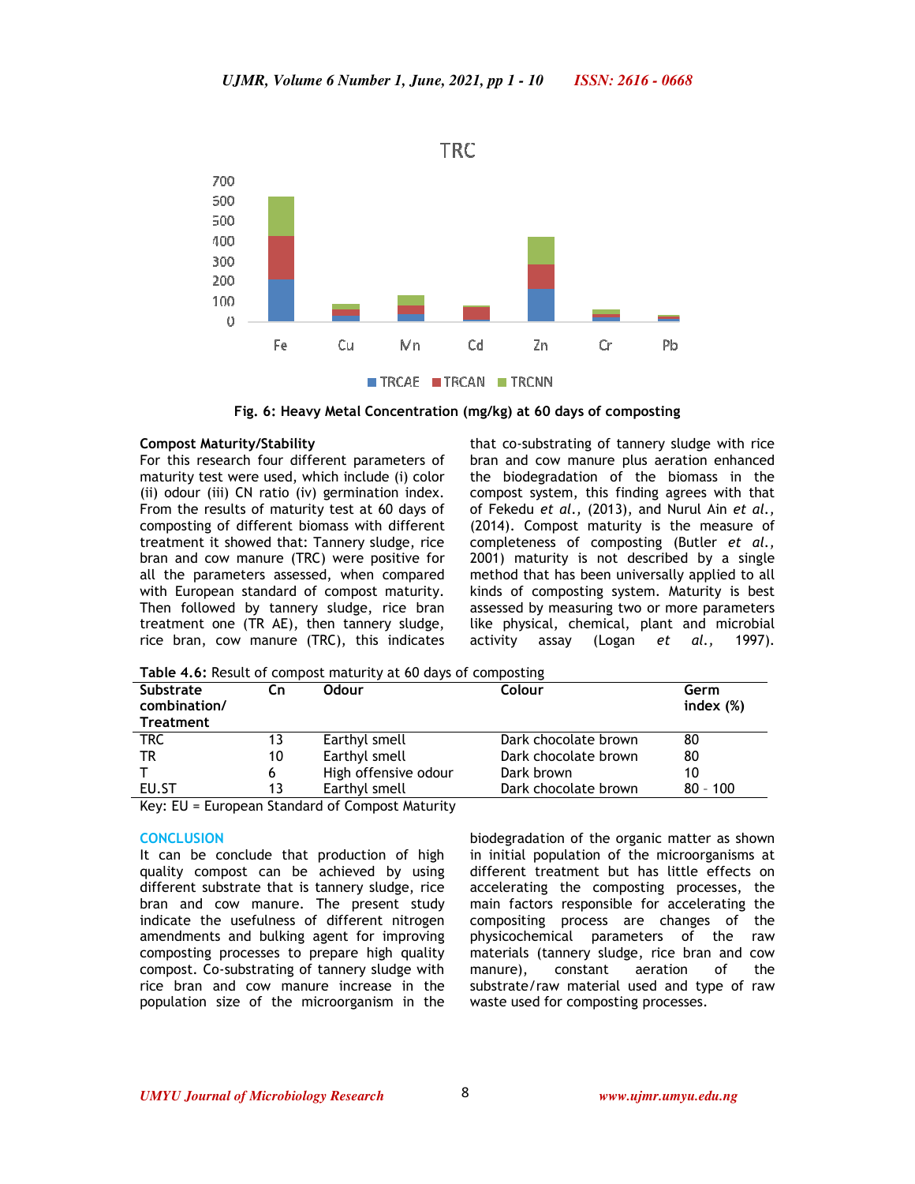**Fig. 6: Heavy Metal Concentration (mg/kg) at 60 days of composting**

**Compost Maturity/Stability**

For this research four different parameters of maturity test were used, which include (i) color (ii) odour (iii) CN ratio (iv) germination index. From the results of maturity test at 60 days of composting of different biomass with different treatment it showed that: Tannery sludge, rice bran and cow manure (TRC) were positive for all the parameters assessed, when compared with European standard of compost maturity. Then followed by tannery sludge, rice bran treatment one (TR AE), then tannery sludge, rice bran, cow manure (TRC), this indicates that co-substrating of tannery sludge with rice bran and cow manure plus aeration enhanced the biodegradation of the biomass in the compost system, this finding agrees with that of Fekedu *et al.,* (2013), and Nurul Ain *et al.,* (2014). Compost maturity is the measure of completeness of composting (Butler *et al.,* 2001) maturity is not described by a single method that has been universally applied to all kinds of composting system. Maturity is best assessed by measuring two or more parameters like physical, chemical, plant and microbial activity assay (Logan *et al.,* 1997).

**Table 4.6:** Result of compost maturity at 60 days of composting

| Substrate combination/ Treatment | Cn | Odour | Colour | Germ index (%) |
|---|---|---|---|---|
| TRC | 13 | Earthyl smell | Dark chocolate brown | 80 |
| TR | 10 | Earthyl smell | Dark chocolate brown | 80 |
| T | 6 | High offensive odour | Dark brown | 10 |
| EU.ST | 13 | Earthyl smell | Dark chocolate brown | 80 - 100 |

Key: EU = European Standard of Compost Maturity

## CONCLUSION

It can be conclude that production of high quality compost can be achieved by using different substrate that is tannery sludge, rice bran and cow manure. The present study indicate the usefulness of different nitrogen amendments and bulking agent for improving composting processes to prepare high quality compost. Co-substrating of tannery sludge with rice bran and cow manure increase in the population size of the microorganism in the biodegradation of the organic matter as shown in initial population of the microorganisms at different treatment but has little effects on accelerating the composting processes, the main factors responsible for accelerating the compositing process are changes of the physicochemical parameters of the raw materials (tannery sludge, rice bran and cow manure), constant aeration of the substrate/raw material used and type of raw waste used for composting processes.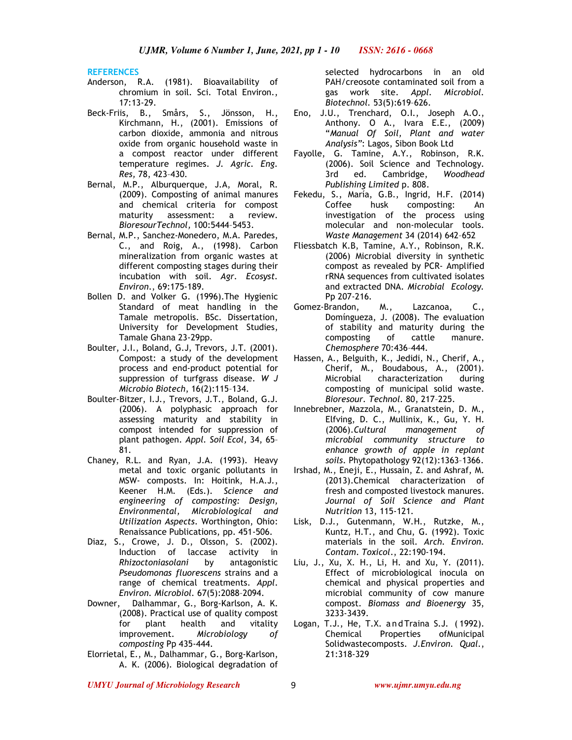## REFERENCES

Anderson, R.A. (1981). Bioavailability of chromium in soil. Sci. Total Environ., 17:13-29.

Beck-Friis, B., Smårs, S., Jönsson, H., Kirchmann, H., (2001). Emissions of carbon dioxide, ammonia and nitrous oxide from organic household waste in a compost reactor under different temperature regimes. *J. Agric. Eng. Res,* 78, 423–430.

Bernal, M.P., Alburquerque, J.A, Moral, R. (2009). Composting of animal manures and chemical criteria for compost maturity assessment: a review. *BioresourTechnol*, 100:5444–5453.

Bernal, M.P., Sanchez-Monedero, M.A. Paredes, C., and Roig, A., (1998). Carbon mineralization from organic wastes at different composting stages during their incubation with soil. *Agr. Ecosyst. Environ.*, 69:175-189.

Bollen D. and Volker G. (1996).The Hygienic Standard of meat handling in the Tamale metropolis. BSc. Dissertation, University for Development Studies, Tamale Ghana 23-29pp.

Boulter, J.I., Boland, G.J, Trevors, J.T. (2001). Compost: a study of the development process and end-product potential for suppression of turfgrass disease. *W J Microbio Biotech*, 16(2):115–134.

Boulter-Bitzer, I.J., Trevors, J.T., Boland, G.J. (2006). A polyphasic approach for assessing maturity and stability in compost intended for suppression of plant pathogen. *Appl. Soil Ecol,* 34, 65–81.

Chaney, R.L. and Ryan, J.A. (1993). Heavy metal and toxic organic pollutants in MSW- composts. In: Hoitink, H.A.J., Keener H.M. (Eds.). *Science and engineering of composting: Design, Environmental, Microbiological and Utilization Aspects*. Worthington, Ohio: Renaissance Publications, pp. 451-506.

Diaz, S., Crowe, J. D., Olsson, S. (2002). Induction of laccase activity in *Rhizoctoniasolani* by antagonistic *Pseudomonas fluorescens* strains and a range of chemical treatments. *Appl. Environ. Microbiol.* 67(5):2088–2094.

Downer, Dalhammar, G., Borg-Karlson, A. K. (2008). Practical use of quality compost for plant health and vitality improvement. *Microbiology of composting* Pp 435-444.

Elorrietal, E., M., Dalhammar, G., Borg-Karlson, A. K. (2006). Biological degradation of selected hydrocarbons in an old PAH/creosote contaminated soil from a gas work site. *Appl. Microbiol. Biotechnol.* 53(5):619–626.

Eno, J.U., Trenchard, O.I., Joseph A.O., Anthony. O A., Ivara E.E., (2009) "*Manual Of Soil, Plant and water Analysis"*: Lagos, Sibon Book Ltd

Fayolle, G. Tamine, A.Y., Robinson, R.K. (2006). Soil Science and Technology. 3rd ed. Cambridge, *Woodhead Publishing Limited* p. 808.

Fekedu, S., María, G.B., Ingrid, H.F. (2014) Coffee husk composting: An investigation of the process using molecular and non-molecular tools. *Waste Management* 34 (2014) 642–652

Fliessbatch K.B, Tamine, A.Y., Robinson, R.K. (2006) Microbial diversity in synthetic compost as revealed by PCR- Amplified rRNA sequences from cultivated isolates and extracted DNA. *Microbial Ecology.* Pp 207-216.

Gomez-Brandon, M., Lazcanoa, C., Domíngueza, J. (2008). The evaluation of stability and maturity during the composting of cattle manure. *Chemosphere* 70:436–444.

Hassen, A., Belguith, K., Jedidi, N., Cherif, A., Cherif, M., Boudabous, A., (2001). Microbial characterization during composting of municipal solid waste. *Bioresour. Technol.* 80, 217–225.

Innebrebner, Mazzola, M., Granatstein, D. M., Elfving, D. C., Mullinix, K., Gu, Y. H. (2006).*Cultural management of microbial community structure to enhance growth of apple in replant soils*. Phytopathology 92(12):1363–1366.

Irshad, M., Eneji, E., Hussain, Z. and Ashraf, M. (2013).Chemical characterization of fresh and composted livestock manures. *Journal of Soil Science and Plant Nutrition* 13, 115-121.

Lisk, D.J., Gutenmann, W.H., Rutzke, M., Kuntz, H.T., and Chu, G. (1992). Toxic materials in the soil. *Arch. Environ. Contam. Toxicol.*, 22:190-194.

Liu, J., Xu, X. H., Li, H. and Xu, Y. (2011). Effect of microbiological inocula on chemical and physical properties and microbial community of cow manure compost. *Biomass and Bioenergy* 35, 3233-3439.

Logan, T.J., He, T.X. and Traina S.J. (1992). Chemical Properties ofMunicipal Solidwastecomposts. *J.Environ. Qual.*, 21:318-329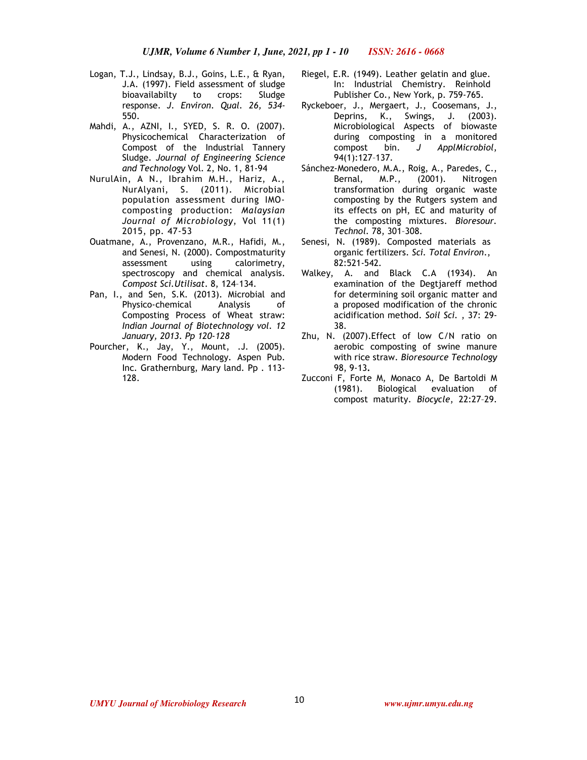Logan, T.J., Lindsay, B.J., Goins, L.E., & Ryan, J.A. (1997). Field assessment of sludge bioavailabilty to crops: Sludge response. *J. Environ. Qual. 26, 534-*550.

Mahdi, A., AZNI, I., SYED, S. R. O. (2007). Physicochemical Characterization of Compost of the Industrial Tannery Sludge. *Journal of Engineering Science and Technology* Vol. 2, No. 1, 81-94

NurulAin, A N., Ibrahim M.H., Hariz, A., NurAlyani, S. (2011). Microbial population assessment during IMO-composting production: *Malaysian Journal of Microbiology*, Vol 11(1) 2015, pp. 47-53

Ouatmane, A., Provenzano, M.R., Hafidi, M., and Senesi, N. (2000). Compostmaturity assessment using calorimetry, spectroscopy and chemical analysis. *Compost Sci.Utilisat*. 8, 124–134.

Pan, I., and Sen, S.K. (2013). Microbial and Physico-chemical Analysis of Composting Process of Wheat straw: *Indian Journal of Biotechnology vol. 12 January, 2013. Pp 120-128*

Pourcher, K., Jay, Y., Mount, .J. (2005). Modern Food Technology. Aspen Pub. Inc. Grathernburg, Mary land. Pp . 113-128.

Riegel, E.R. (1949). Leather gelatin and glue. In: Industrial Chemistry. Reinhold Publisher Co., New York, p. 759-765.

Ryckeboer, J., Mergaert, J., Coosemans, J., Deprins, K., Swings, J. (2003). Microbiological Aspects of biowaste during composting in a monitored compost bin. *J ApplMicrobiol*, 94(1):127–137.

Sánchez-Monedero, M.A., Roig, A., Paredes, C., Bernal, M.P., (2001). Nitrogen transformation during organic waste composting by the Rutgers system and its effects on pH, EC and maturity of the composting mixtures. *Bioresour. Technol*. 78, 301–308.

Senesi, N. (1989). Composted materials as organic fertilizers. *Sci. Total Environ.*, 82:521-542.

Walkey, A. and Black C.A (1934). An examination of the Degtjareff method for determining soil organic matter and a proposed modification of the chronic acidification method. *Soil Sci.* , 37: 29-38.

Zhu, N. (2007).Effect of low C/N ratio on aerobic composting of swine manure with rice straw. *Bioresource Technology* 98, 9-13.

Zucconi F, Forte M, Monaco A, De Bartoldi M (1981). Biological evaluation of compost maturity. *Biocycle*, 22:27–29.